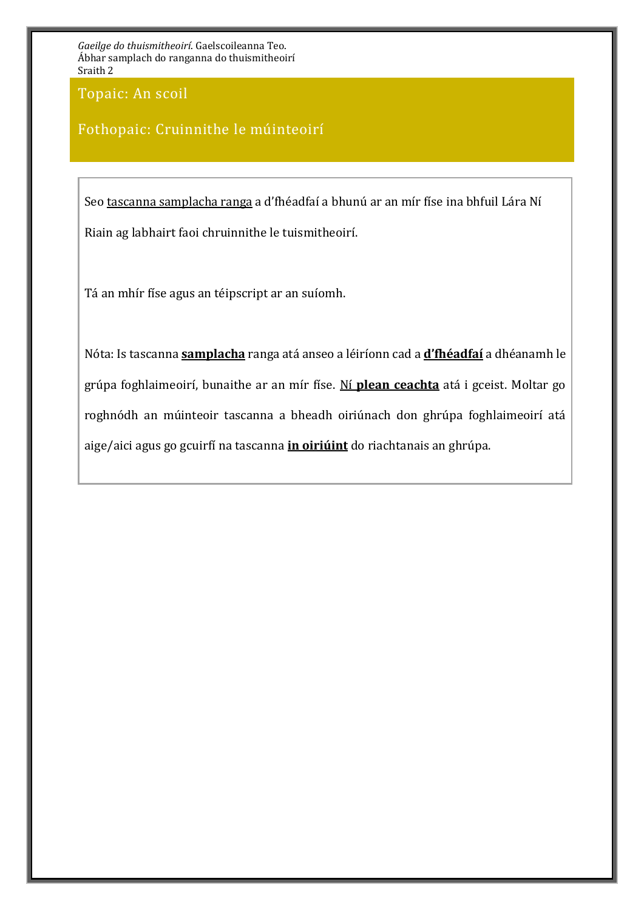*Gaeilge do thuismitheoirí*. Gaelscoileanna Teo.
Ábhar samplach do ranganna do thuismitheoirí
Sraith 2

## Topaic: An scoil

## Fothopaic: Cruinnithe le múinteoirí

Seo tascanna samplacha ranga a d'fhéadfaí a bhunú ar an mír físe ina bhfuil Lára Ní Riain ag labhairt faoi chruinnithe le tuismitheoirí.

Tá an mhír físe agus an téipscript ar an suíomh.

Nóta: Is tascanna **samplacha** ranga atá anseo a léiríonn cad a **d'fhéadfaí** a dhéanamh le grúpa foghlaimeoirí, bunaithe ar an mír físe. Ní **plean ceachta** atá i gceist. Moltar go roghnódh an múinteoir tascanna a bheadh oiriúnach don ghrúpa foghlaimeoirí atá aige/aici agus go gcuirfí na tascanna **in oiriúint** do riachtanais an ghrúpa.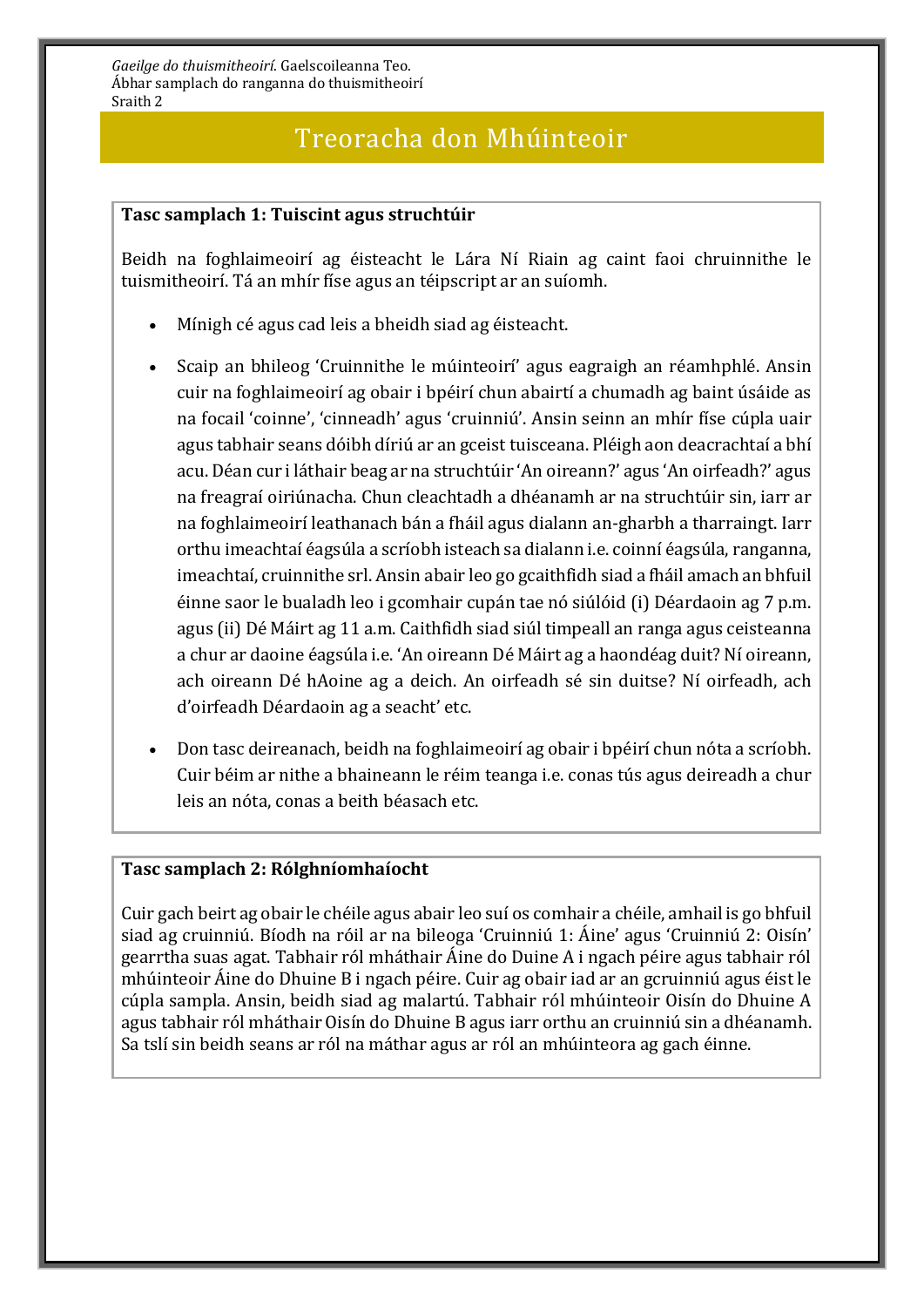# Treoracha don Mhúinteoir

**Tasc samplach 1: Tuiscint agus struchtúir**

Beidh na foghlaimeoirí ag éisteacht le Lára Ní Riain ag caint faoi chruinnithe le tuismitheoirí. Tá an mhír físe agus an téipscript ar an suíomh.

- Mínigh cé agus cad leis a bheidh siad ag éisteacht.
- Scaip an bhileog 'Cruinnithe le múinteoirí' agus eagraigh an réamhphlé. Ansin cuir na foghlaimeoirí ag obair i bpéirí chun abairtí a chumadh ag baint úsáide as na focail 'coinne', 'cinneadh' agus 'cruinniú'. Ansin seinn an mhír físe cúpla uair agus tabhair seans dóibh díriú ar an gceist tuisceana. Pléigh aon deacrachtaí a bhí acu. Déan cur i láthair beag ar na struchtúir 'An oireann?' agus 'An oirfeadh?' agus na freagraí oiriúnacha. Chun cleachtadh a dhéanamh ar na struchtúir sin, iarr ar na foghlaimeoirí leathanach bán a fháil agus dialann an-gharbh a tharraingt. Iarr orthu imeachtaí éagsúla a scríobh isteach sa dialann i.e. coinní éagsúla, ranganna, imeachtaí, cruinnithe srl. Ansin abair leo go gcaithfidh siad a fháil amach an bhfuil éinne saor le bualadh leo i gcomhair cupán tae nó siúlóid (i) Déardaoin ag 7 p.m. agus (ii) Dé Máirt ag 11 a.m. Caithfidh siad siúl timpeall an ranga agus ceisteanna a chur ar daoine éagsúla i.e. 'An oireann Dé Máirt ag a haondéag duit? Ní oireann, ach oireann Dé hAoine ag a deich. An oirfeadh sé sin duitse? Ní oirfeadh, ach d'oirfeadh Déardaoin ag a seacht' etc.
- Don tasc deireanach, beidh na foghlaimeoirí ag obair i bpéirí chun nóta a scríobh. Cuir béim ar nithe a bhaineann le réim teanga i.e. conas tús agus deireadh a chur leis an nóta, conas a beith béasach etc.

**Tasc samplach 2: Rólghníomhaíocht**

Cuir gach beirt ag obair le chéile agus abair leo suí os comhair a chéile, amhail is go bhfuil siad ag cruinniú. Bíodh na róil ar na bileoga 'Cruinniú 1: Áine' agus 'Cruinniú 2: Oisín' gearrtha suas agat. Tabhair ról mháthair Áine do Duine A i ngach péire agus tabhair ról mhúinteoir Áine do Dhuine B i ngach péire. Cuir ag obair iad ar an gcruinniú agus éist le cúpla sampla. Ansin, beidh siad ag malartú. Tabhair ról mhúinteoir Oisín do Dhuine A agus tabhair ról mháthair Oisín do Dhuine B agus iarr orthu an cruinniú sin a dhéanamh. Sa tslí sin beidh seans ar ról na máthar agus ar ról an mhúinteora ag gach éinne.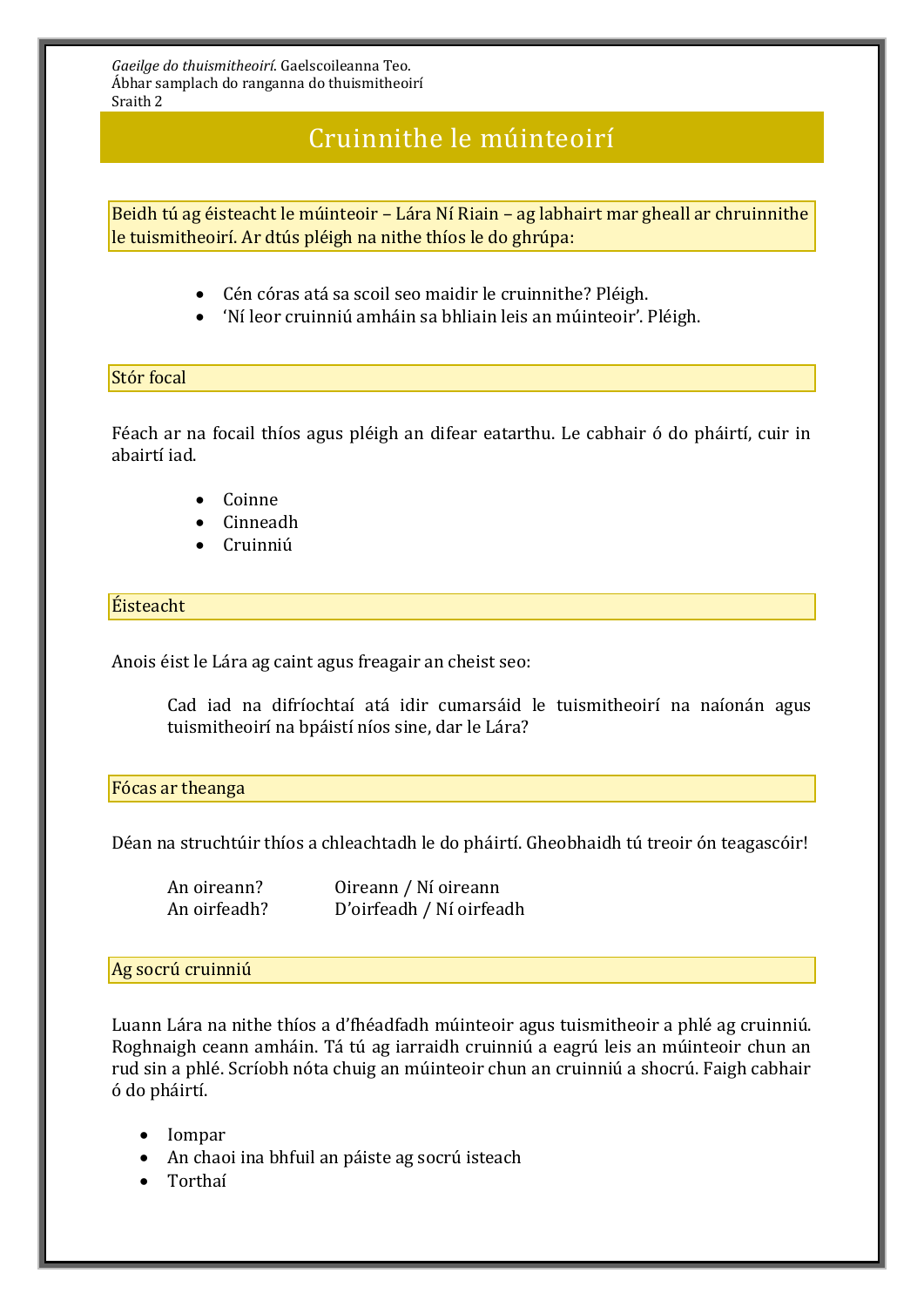*Gaeilge do thuismitheoirí*. Gaelscoileanna Teo.
Ábhar samplach do ranganna do thuismitheoirí
Sraith 2

# Cruinnithe le múinteoirí

Beidh tú ag éisteacht le múinteoir – Lára Ní Riain – ag labhairt mar gheall ar chruinnithe le tuismitheoirí. Ar dtús pléigh na nithe thíos le do ghrúpa:

- Cén córas atá sa scoil seo maidir le cruinnithe? Pléigh.
- 'Ní leor cruinniú amháin sa bhliain leis an múinteoir'. Pléigh.

## Stór focal

Féach ar na focail thíos agus pléigh an difear eatarthu. Le cabhair ó do pháirtí, cuir in abairtí iad.

- Coinne
- Cinneadh
- Cruinniú

## Éisteacht

Anois éist le Lára ag caint agus freagair an cheist seo:

> Cad iad na difríochtaí atá idir cumarsáid le tuismitheoirí na naíonán agus tuismitheoirí na bpáistí níos sine, dar le Lára?

## Fócas ar theanga

Déan na struchtúir thíos a chleachtadh le do pháirtí. Gheobhaidh tú treoir ón teagascóir!

| | |
|---|---|
| An oireann? | Oireann / Ní oireann |
| An oirfeadh? | D'oirfeadh / Ní oirfeadh |

## Ag socrú cruinniú

Luann Lára na nithe thíos a d'fhéadfadh múinteoir agus tuismitheoir a phlé ag cruinniú. Roghnaigh ceann amháin. Tá tú ag iarraidh cruinniú a eagrú leis an múinteoir chun an rud sin a phlé. Scríobh nóta chuig an múinteoir chun an cruinniú a shocrú. Faigh cabhair ó do pháirtí.

- Iompar
- An chaoi ina bhfuil an páiste ag socrú isteach
- Torthaí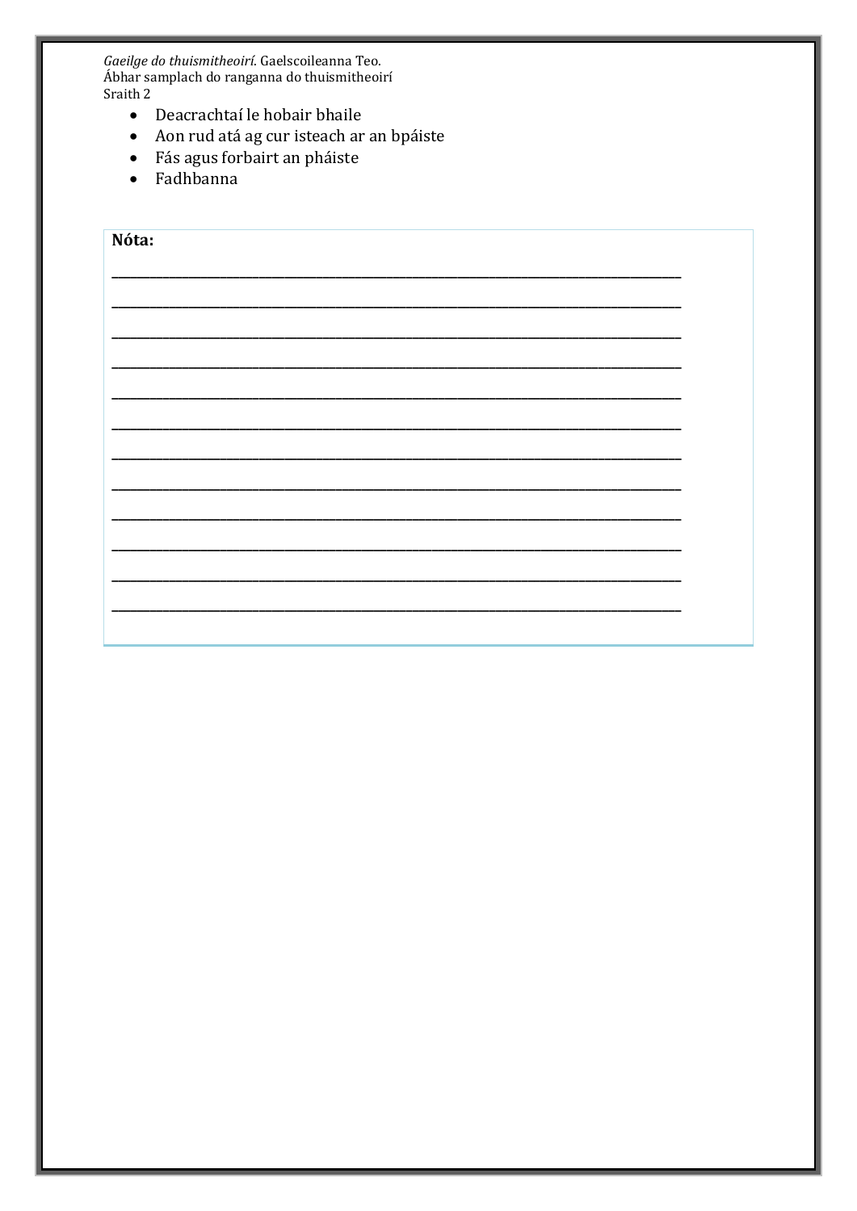- Deacrachtaí le hobair bhaile
- Aon rud atá ag cur isteach ar an bpáiste
- Fás agus forbairt an pháiste
- Fadhbanna

**Nóta:**

______________________________________________________________________________

______________________________________________________________________________

______________________________________________________________________________

______________________________________________________________________________

______________________________________________________________________________

______________________________________________________________________________

______________________________________________________________________________

______________________________________________________________________________

______________________________________________________________________________

______________________________________________________________________________

______________________________________________________________________________

______________________________________________________________________________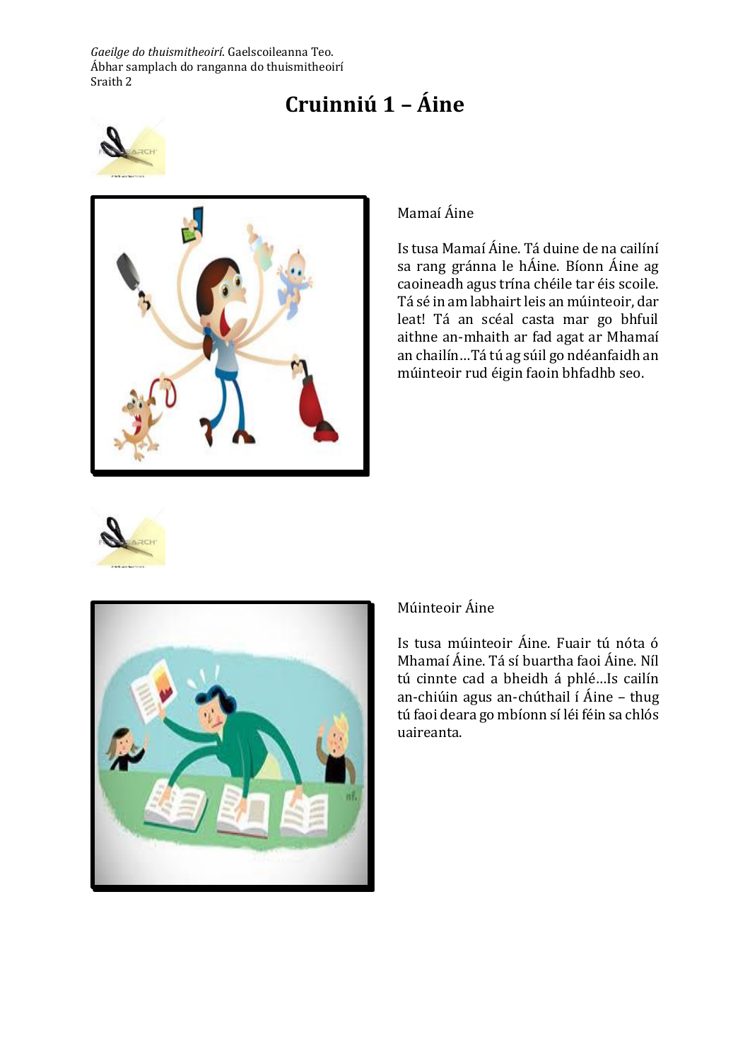# Cruinniú 1 – Áine

Mamaí Áine

Is tusa Mamaí Áine. Tá duine de na cailíní sa rang gránna le hÁine. Bíonn Áine ag caoineadh agus trína chéile tar éis scoile. Tá sé in am labhairt leis an múinteoir, dar leat! Tá an scéal casta mar go bhfuil aithne an-mhaith ar fad agat ar Mhamaí an chailín…Tá tú ag súil go ndéanfaidh an múinteoir rud éigin faoin bhfadhb seo.

Múinteoir Áine

Is tusa múinteoir Áine. Fuair tú nóta ó Mhamaí Áine. Tá sí buartha faoi Áine. Níl tú cinnte cad a bheidh á phlé…Is cailín an-chiúin agus an-chúthail í Áine – thug tú faoi deara go mbíonn sí léi féin sa chlós uaireanta.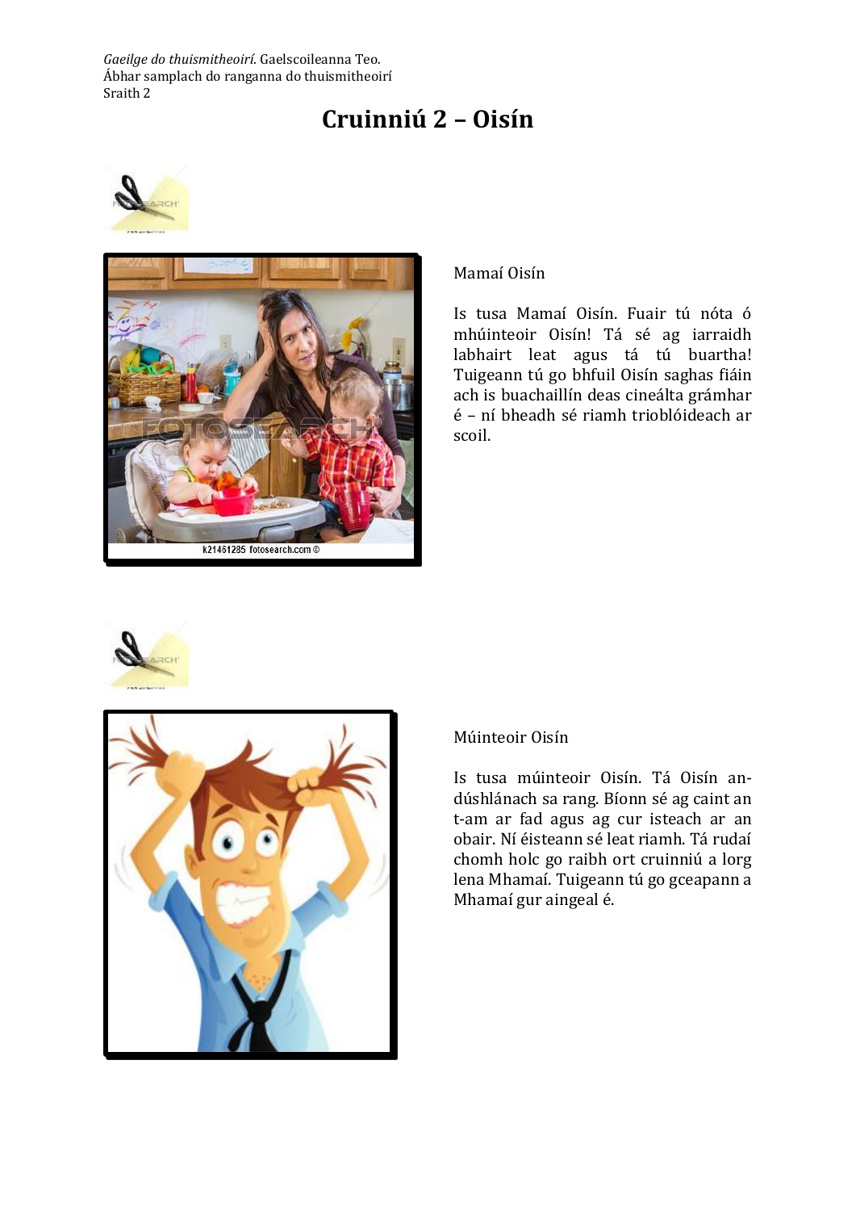# Cruinniú 2 – Oisín

Mamaí Oisín

Is tusa Mamaí Oisín. Fuair tú nóta ó mhúinteoir Oisín! Tá sé ag iarraidh labhairt leat agus tá tú buartha! Tuigeann tú go bhfuil Oisín saghas fiáin ach is buachaillín deas cineálta grámhar é – ní bheadh sé riamh trioblóideach ar scoil.

Múinteoir Oisín

Is tusa múinteoir Oisín. Tá Oisín an-dúshlánach sa rang. Bíonn sé ag caint an t-am ar fad agus ag cur isteach ar an obair. Ní éisteann sé leat riamh. Tá rudaí chomh holc go raibh ort cruinniú a lorg lena Mhamaí. Tuigeann tú go gceapann a Mhamaí gur aingeal é.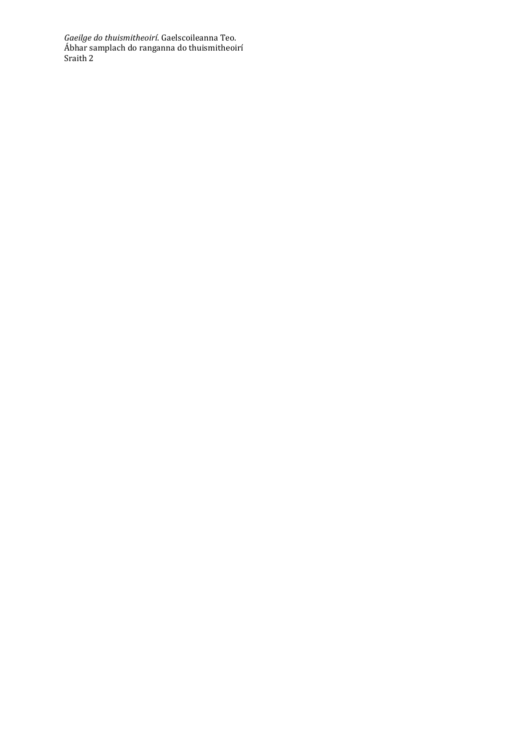*Gaeilge do thuismitheoirí*. Gaelscoileanna Teo.
Ábhar samplach do ranganna do thuismitheoirí
Sraith 2